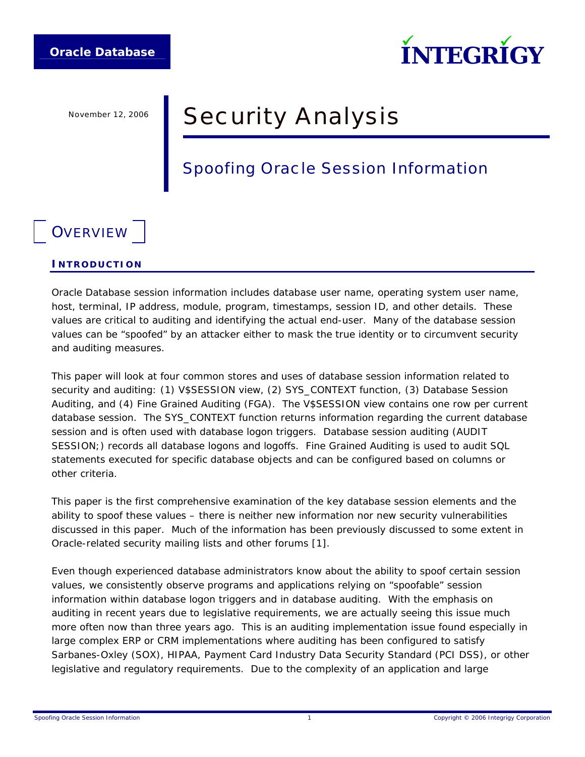Oracle Database

INTEGRIGY

November 12, 2006

# Security Analysis

## Spoofing Oracle Session Information

## OVERVIEW

### INTRODUCTION

Oracle Database session information includes database user name, operating system user name, host, terminal, IP address, module, program, timestamps, session ID, and other details. These values are critical to auditing and identifying the actual end-user. Many of the database session values can be "spoofed" by an attacker either to mask the true identity or to circumvent security and auditing measures.

This paper will look at four common stores and uses of database session information related to security and auditing: (1) V$SESSION view, (2) SYS_CONTEXT function, (3) Database Session Auditing, and (4) Fine Grained Auditing (FGA). The V$SESSION view contains one row per current database session. The SYS_CONTEXT function returns information regarding the current database session and is often used with database logon triggers. Database session auditing (AUDIT SESSION;) records all database logons and logoffs. Fine Grained Auditing is used to audit SQL statements executed for specific database objects and can be configured based on columns or other criteria.

This paper is the first comprehensive examination of the key database session elements and the ability to spoof these values – there is neither new information nor new security vulnerabilities discussed in this paper. Much of the information has been previously discussed to some extent in Oracle-related security mailing lists and other forums [1].

Even though experienced database administrators know about the ability to spoof certain session values, we consistently observe programs and applications relying on "spoofable" session information within database logon triggers and in database auditing. With the emphasis on auditing in recent years due to legislative requirements, we are actually seeing this issue much more often now than three years ago. This is an auditing implementation issue found especially in large complex ERP or CRM implementations where auditing has been configured to satisfy Sarbanes-Oxley (SOX), HIPAA, Payment Card Industry Data Security Standard (PCI DSS), or other legislative and regulatory requirements. Due to the complexity of an application and large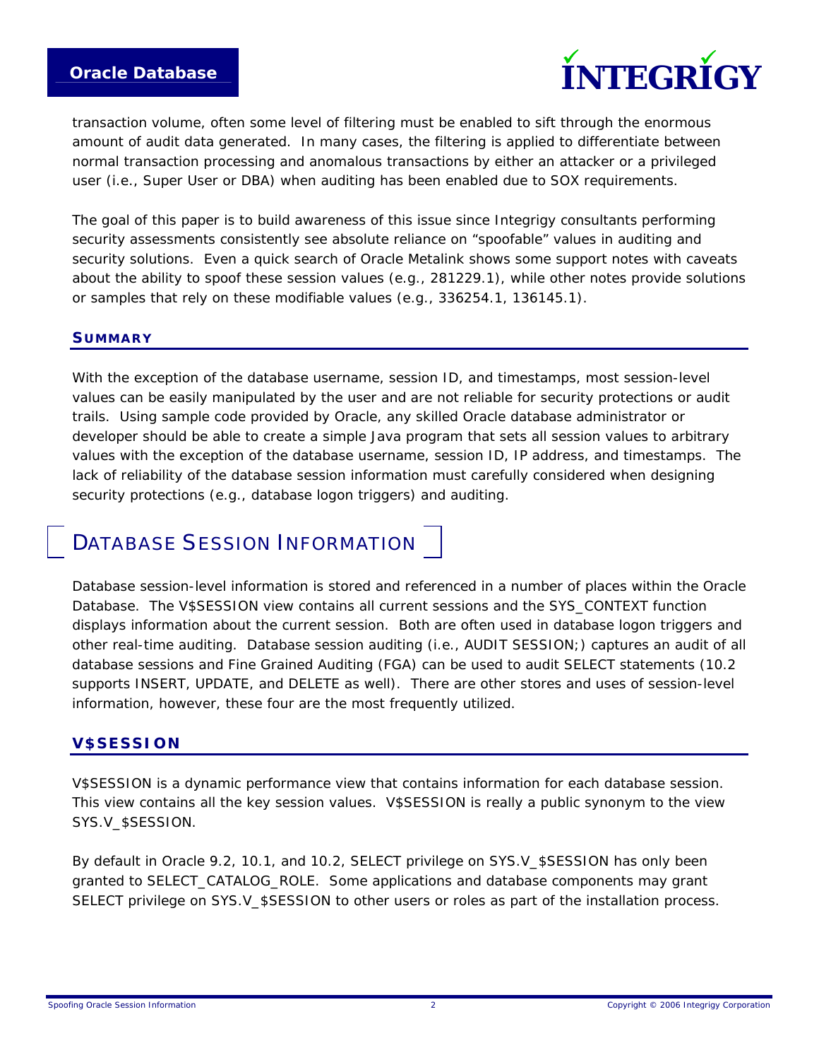transaction volume, often some level of filtering must be enabled to sift through the enormous amount of audit data generated. In many cases, the filtering is applied to differentiate between normal transaction processing and anomalous transactions by either an attacker or a privileged user (i.e., Super User or DBA) when auditing has been enabled due to SOX requirements.

The goal of this paper is to build awareness of this issue since Integrigy consultants performing security assessments consistently see absolute reliance on "spoofable" values in auditing and security solutions. Even a quick search of Oracle Metalink shows some support notes with caveats about the ability to spoof these session values (e.g., 281229.1), while other notes provide solutions or samples that rely on these modifiable values (e.g., 336254.1, 136145.1).

### SUMMARY

With the exception of the database username, session ID, and timestamps, most session-level values can be easily manipulated by the user and are not reliable for security protections or audit trails. Using sample code provided by Oracle, any skilled Oracle database administrator or developer should be able to create a simple Java program that sets all session values to arbitrary values with the exception of the database username, session ID, IP address, and timestamps. The lack of reliability of the database session information must carefully considered when designing security protections (e.g., database logon triggers) and auditing.

## DATABASE SESSION INFORMATION

Database session-level information is stored and referenced in a number of places within the Oracle Database. The V$SESSION view contains all current sessions and the SYS_CONTEXT function displays information about the current session. Both are often used in database logon triggers and other real-time auditing. Database session auditing (i.e., AUDIT SESSION;) captures an audit of all database sessions and Fine Grained Auditing (FGA) can be used to audit SELECT statements (10.2 supports INSERT, UPDATE, and DELETE as well). There are other stores and uses of session-level information, however, these four are the most frequently utilized.

### V$SESSION

V$SESSION is a dynamic performance view that contains information for each database session. This view contains all the key session values. V$SESSION is really a public synonym to the view SYS.V_$SESSION.

By default in Oracle 9.2, 10.1, and 10.2, SELECT privilege on SYS.V_$SESSION has only been granted to SELECT_CATALOG_ROLE. Some applications and database components may grant SELECT privilege on SYS.V_$SESSION to other users or roles as part of the installation process.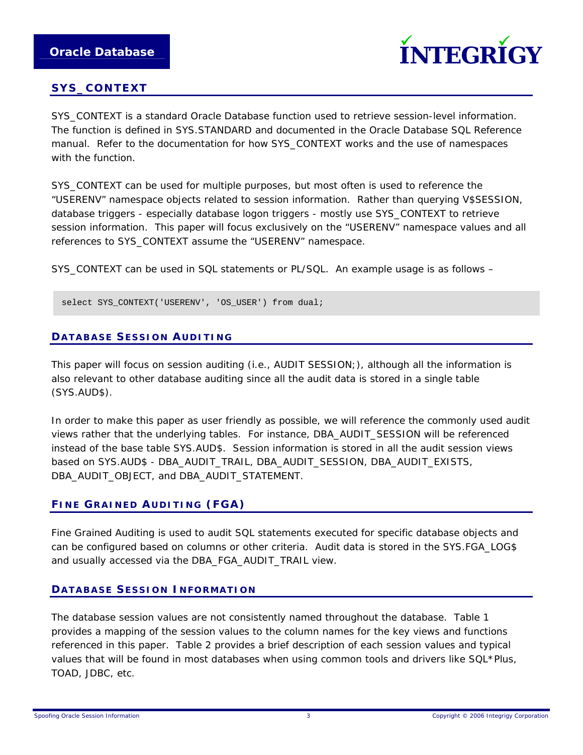## SYS_CONTEXT

SYS_CONTEXT is a standard Oracle Database function used to retrieve session-level information. The function is defined in SYS.STANDARD and documented in the Oracle Database SQL Reference manual. Refer to the documentation for how SYS_CONTEXT works and the use of namespaces with the function.

SYS_CONTEXT can be used for multiple purposes, but most often is used to reference the "USERENV" namespace objects related to session information. Rather than querying V$SESSION, database triggers - especially database logon triggers - mostly use SYS_CONTEXT to retrieve session information. This paper will focus exclusively on the "USERENV" namespace values and all references to SYS_CONTEXT assume the "USERENV" namespace.

SYS_CONTEXT can be used in SQL statements or PL/SQL. An example usage is as follows –

```
select SYS_CONTEXT('USERENV', 'OS_USER') from dual;
```

## Database Session Auditing

This paper will focus on session auditing (i.e., AUDIT SESSION;), although all the information is also relevant to other database auditing since all the audit data is stored in a single table (SYS.AUD$).

In order to make this paper as user friendly as possible, we will reference the commonly used audit views rather that the underlying tables. For instance, DBA_AUDIT_SESSION will be referenced instead of the base table SYS.AUD$. Session information is stored in all the audit session views based on SYS.AUD$ - DBA_AUDIT_TRAIL, DBA_AUDIT_SESSION, DBA_AUDIT_EXISTS, DBA_AUDIT_OBJECT, and DBA_AUDIT_STATEMENT.

## Fine Grained Auditing (FGA)

Fine Grained Auditing is used to audit SQL statements executed for specific database objects and can be configured based on columns or other criteria. Audit data is stored in the SYS.FGA_LOG$ and usually accessed via the DBA_FGA_AUDIT_TRAIL view.

## Database Session Information

The database session values are not consistently named throughout the database. Table 1 provides a mapping of the session values to the column names for the key views and functions referenced in this paper. Table 2 provides a brief description of each session values and typical values that will be found in most databases when using common tools and drivers like SQL*Plus, TOAD, JDBC, etc.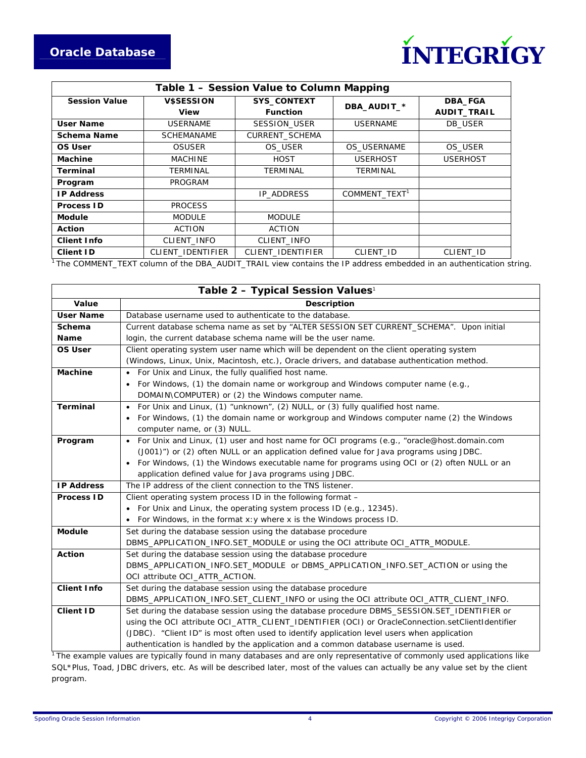**Table 1 – Session Value to Column Mapping**

| Session Value | V$SESSION View | SYS_CONTEXT Function | DBA_AUDIT_* | DBA_FGA AUDIT_TRAIL |
|---|---|---|---|---|
| **User Name** | USERNAME | SESSION_USER | USERNAME | DB_USER |
| **Schema Name** | SCHEMANAME | CURRENT_SCHEMA | | |
| **OS User** | OSUSER | OS_USER | OS_USERNAME | OS_USER |
| **Machine** | MACHINE | HOST | USERHOST | USERHOST |
| **Terminal** | TERMINAL | TERMINAL | TERMINAL | |
| **Program** | PROGRAM | | | |
| **IP Address** | | IP_ADDRESS | COMMENT_TEXT[1] | |
| **Process ID** | PROCESS | | | |
| **Module** | MODULE | MODULE | | |
| **Action** | ACTION | ACTION | | |
| **Client Info** | CLIENT_INFO | CLIENT_INFO | | |
| **Client ID** | CLIENT_IDENTIFIER | CLIENT_IDENTIFIER | CLIENT_ID | CLIENT_ID |

[1] The COMMENT_TEXT column of the DBA_AUDIT_TRAIL view contains the IP address embedded in an authentication string.

**Table 2 – Typical Session Values[1]**

| Value | Description |
|---|---|
| **User Name** | Database username used to authenticate to the database. |
| **Schema Name** | Current database schema name as set by "ALTER SESSION SET CURRENT_SCHEMA". Upon initial login, the current database schema name will be the user name. |
| **OS User** | Client operating system user name which will be dependent on the client operating system (Windows, Linux, Unix, Macintosh, etc.), Oracle drivers, and database authentication method. |
| **Machine** | • For Unix and Linux, the fully qualified host name.<br>• For Windows, (1) the domain name or workgroup and Windows computer name (e.g., DOMAIN\COMPUTER) or (2) the Windows computer name. |
| **Terminal** | • For Unix and Linux, (1) "unknown", (2) NULL, or (3) fully qualified host name.<br>• For Windows, (1) the domain name or workgroup and Windows computer name (2) the Windows computer name, or (3) NULL. |
| **Program** | • For Unix and Linux, (1) user and host name for OCI programs (e.g., "oracle@host.domain.com (J001)") or (2) often NULL or an application defined value for Java programs using JDBC.<br>• For Windows, (1) the Windows executable name for programs using OCI or (2) often NULL or an application defined value for Java programs using JDBC. |
| **IP Address** | The IP address of the client connection to the TNS listener. |
| **Process ID** | Client operating system process ID in the following format –<br>• For Unix and Linux, the operating system process ID (e.g., 12345).<br>• For Windows, in the format x:y where x is the Windows process ID. |
| **Module** | Set during the database session using the database procedure DBMS_APPLICATION_INFO.SET_MODULE or using the OCI attribute OCI_ATTR_MODULE. |
| **Action** | Set during the database session using the database procedure DBMS_APPLICATION_INFO.SET_MODULE or DBMS_APPLICATION_INFO.SET_ACTION or using the OCI attribute OCI_ATTR_ACTION. |
| **Client Info** | Set during the database session using the database procedure DBMS_APPLICATION_INFO.SET_CLIENT_INFO or using the OCI attribute OCI_ATTR_CLIENT_INFO. |
| **Client ID** | Set during the database session using the database procedure DBMS_SESSION.SET_IDENTIFIER or using the OCI attribute OCI_ATTR_CLIENT_IDENTIFIER (OCI) or OracleConnection.setClientIdentifier (JDBC). "Client ID" is most often used to identify application level users when application authentication is handled by the application and a common database username is used. |

[1] The example values are typically found in many databases and are only representative of commonly used applications like SQL*Plus, Toad, JDBC drivers, etc. As will be described later, most of the values can actually be any value set by the client program.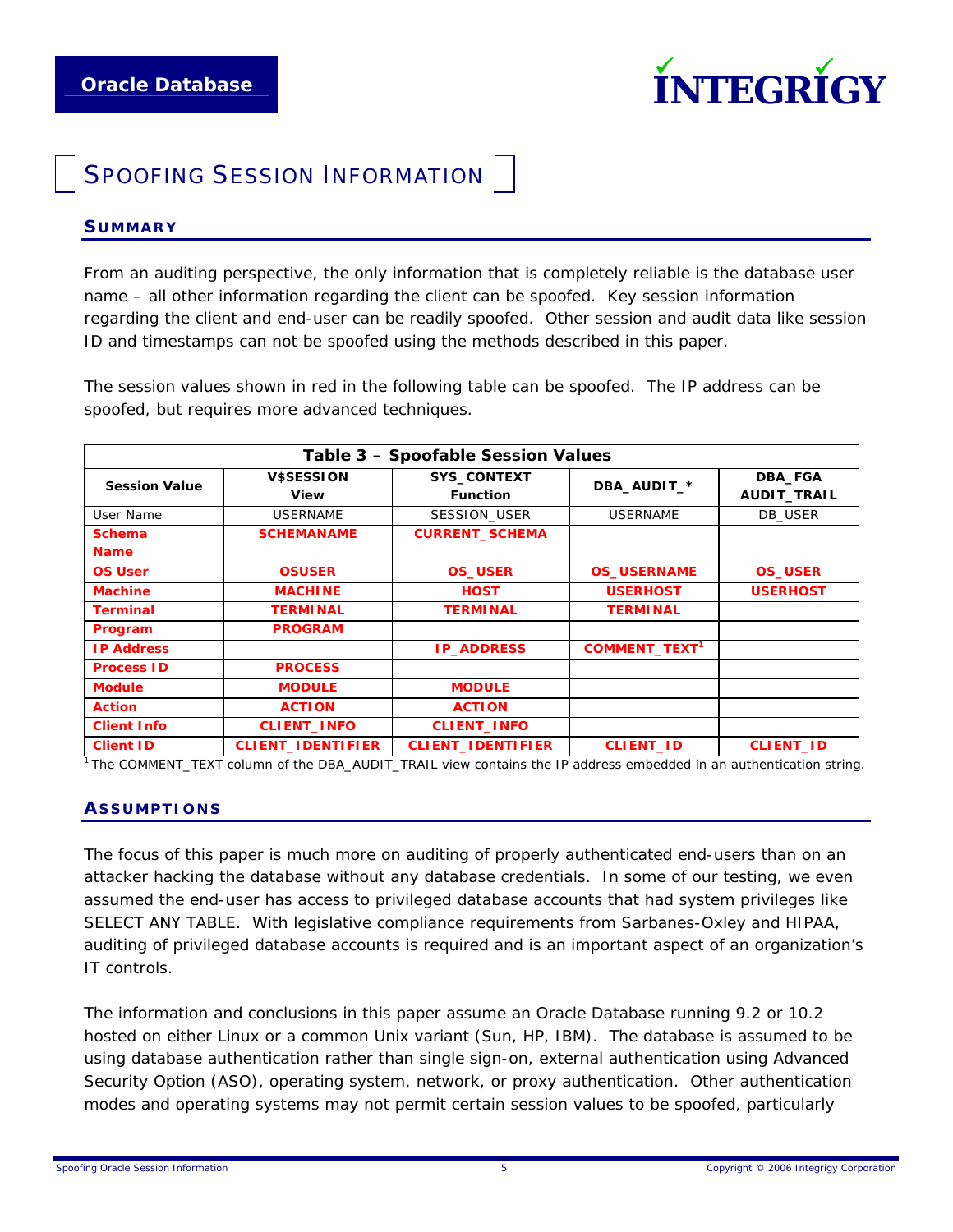# SPOOFING SESSION INFORMATION

## SUMMARY

From an auditing perspective, the only information that is completely reliable is the database user name – all other information regarding the client can be spoofed. Key session information regarding the client and end-user can be readily spoofed. Other session and audit data like session ID and timestamps can not be spoofed using the methods described in this paper.

The session values shown in red in the following table can be spoofed. The IP address can be spoofed, but requires more advanced techniques.

**Table 3 – Spoofable Session Values**

| Session Value | V$SESSION View | SYS_CONTEXT Function | DBA_AUDIT_* | DBA_FGA AUDIT_TRAIL |
|---|---|---|---|---|
| User Name | USERNAME | SESSION_USER | USERNAME | DB_USER |
| **Schema Name** | **SCHEMANAME** | **CURRENT_SCHEMA** | | |
| **OS User** | **OSUSER** | **OS_USER** | **OS_USERNAME** | **OS_USER** |
| **Machine** | **MACHINE** | **HOST** | **USERHOST** | **USERHOST** |
| **Terminal** | **TERMINAL** | **TERMINAL** | **TERMINAL** | |
| **Program** | **PROGRAM** | | | |
| **IP Address** | | **IP_ADDRESS** | **COMMENT_TEXT**[1] | |
| **Process ID** | **PROCESS** | | | |
| **Module** | **MODULE** | **MODULE** | | |
| **Action** | **ACTION** | **ACTION** | | |
| **Client Info** | **CLIENT_INFO** | **CLIENT_INFO** | | |
| **Client ID** | **CLIENT_IDENTIFIER** | **CLIENT_IDENTIFIER** | **CLIENT_ID** | **CLIENT_ID** |

[1] The COMMENT_TEXT column of the DBA_AUDIT_TRAIL view contains the IP address embedded in an authentication string.

## ASSUMPTIONS

The focus of this paper is much more on auditing of properly authenticated end-users than on an attacker hacking the database without any database credentials. In some of our testing, we even assumed the end-user has access to privileged database accounts that had system privileges like SELECT ANY TABLE. With legislative compliance requirements from Sarbanes-Oxley and HIPAA, auditing of privileged database accounts is required and is an important aspect of an organization's IT controls.

The information and conclusions in this paper assume an Oracle Database running 9.2 or 10.2 hosted on either Linux or a common Unix variant (Sun, HP, IBM). The database is assumed to be using database authentication rather than single sign-on, external authentication using Advanced Security Option (ASO), operating system, network, or proxy authentication. Other authentication modes and operating systems may not permit certain session values to be spoofed, particularly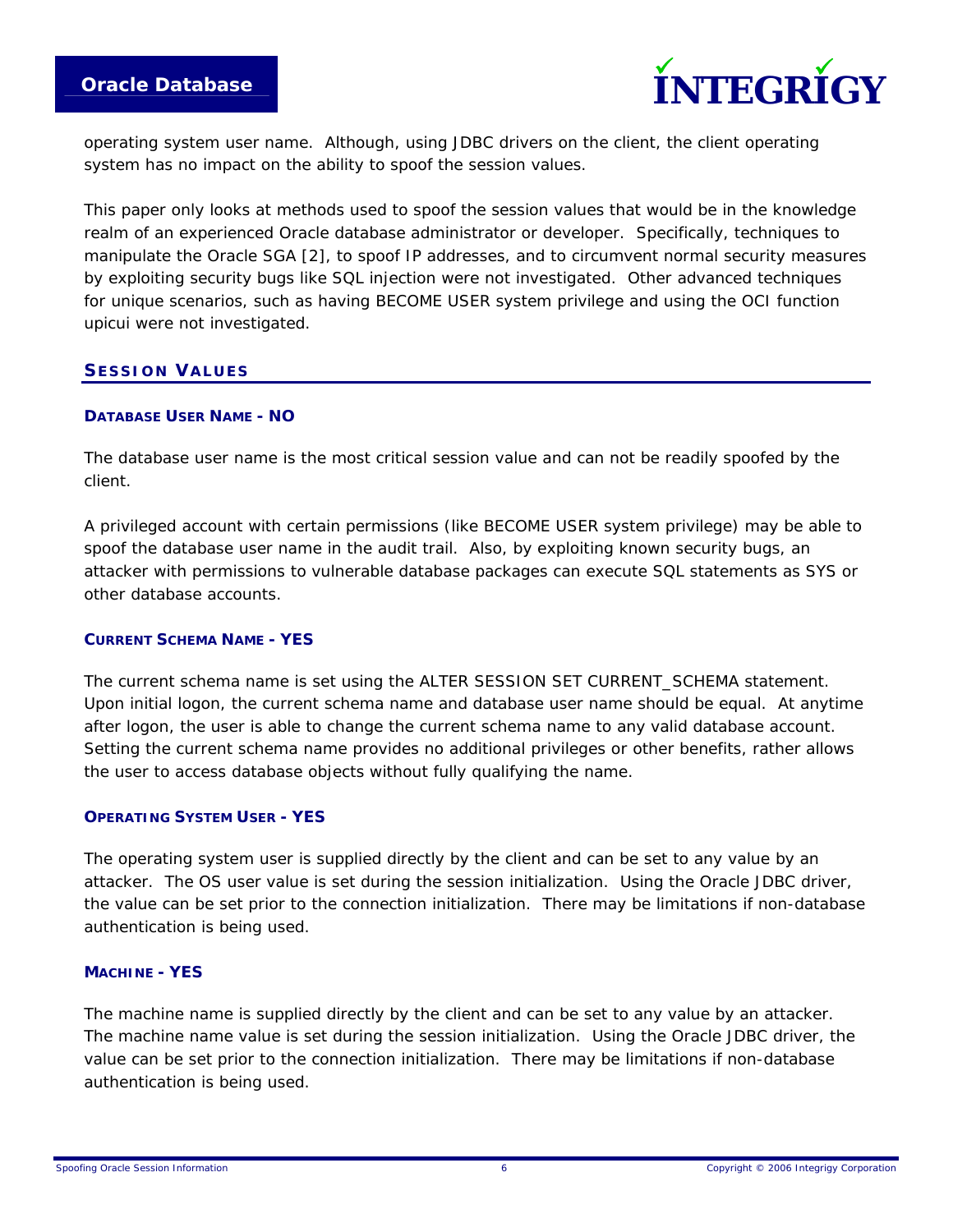operating system user name. Although, using JDBC drivers on the client, the client operating system has no impact on the ability to spoof the session values.

This paper only looks at methods used to spoof the session values that would be in the knowledge realm of an experienced Oracle database administrator or developer. Specifically, techniques to manipulate the Oracle SGA [2], to spoof IP addresses, and to circumvent normal security measures by exploiting security bugs like SQL injection were not investigated. Other advanced techniques for unique scenarios, such as having BECOME USER system privilege and using the OCI function upicui were not investigated.

## SESSION VALUES

### DATABASE USER NAME - NO

The database user name is the most critical session value and can not be readily spoofed by the client.

A privileged account with certain permissions (like BECOME USER system privilege) may be able to spoof the database user name in the audit trail. Also, by exploiting known security bugs, an attacker with permissions to vulnerable database packages can execute SQL statements as SYS or other database accounts.

### CURRENT SCHEMA NAME - YES

The current schema name is set using the ALTER SESSION SET CURRENT_SCHEMA statement. Upon initial logon, the current schema name and database user name should be equal. At anytime after logon, the user is able to change the current schema name to any valid database account. Setting the current schema name provides no additional privileges or other benefits, rather allows the user to access database objects without fully qualifying the name.

### OPERATING SYSTEM USER - YES

The operating system user is supplied directly by the client and can be set to any value by an attacker. The OS user value is set during the session initialization. Using the Oracle JDBC driver, the value can be set prior to the connection initialization. There may be limitations if non-database authentication is being used.

### MACHINE - YES

The machine name is supplied directly by the client and can be set to any value by an attacker. The machine name value is set during the session initialization. Using the Oracle JDBC driver, the value can be set prior to the connection initialization. There may be limitations if non-database authentication is being used.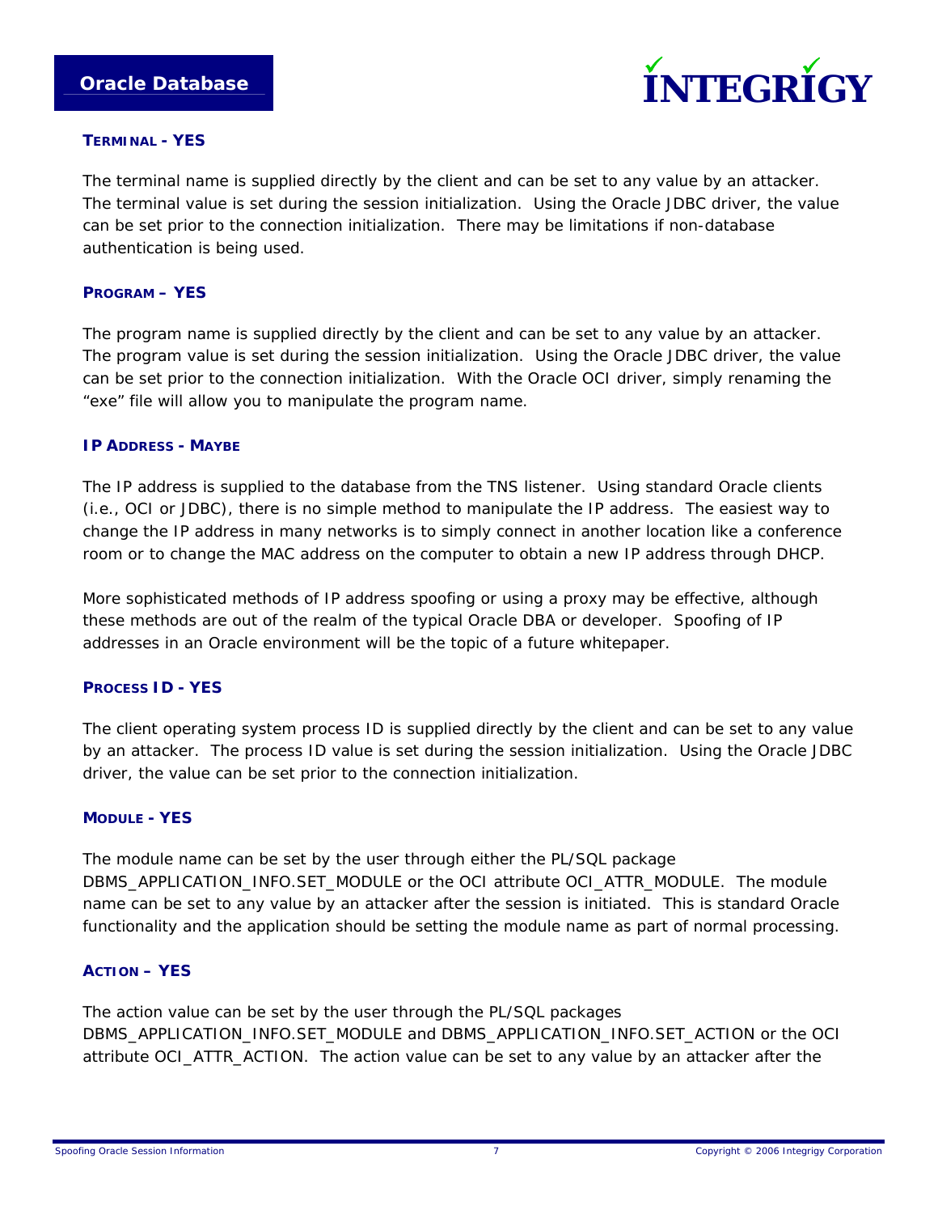#### TERMINAL - YES

The terminal name is supplied directly by the client and can be set to any value by an attacker. The terminal value is set during the session initialization. Using the Oracle JDBC driver, the value can be set prior to the connection initialization. There may be limitations if non-database authentication is being used.

#### PROGRAM – YES

The program name is supplied directly by the client and can be set to any value by an attacker. The program value is set during the session initialization. Using the Oracle JDBC driver, the value can be set prior to the connection initialization. With the Oracle OCI driver, simply renaming the "exe" file will allow you to manipulate the program name.

#### IP ADDRESS - MAYBE

The IP address is supplied to the database from the TNS listener. Using standard Oracle clients (i.e., OCI or JDBC), there is no simple method to manipulate the IP address. The easiest way to change the IP address in many networks is to simply connect in another location like a conference room or to change the MAC address on the computer to obtain a new IP address through DHCP.

More sophisticated methods of IP address spoofing or using a proxy may be effective, although these methods are out of the realm of the typical Oracle DBA or developer. Spoofing of IP addresses in an Oracle environment will be the topic of a future whitepaper.

#### PROCESS ID - YES

The client operating system process ID is supplied directly by the client and can be set to any value by an attacker. The process ID value is set during the session initialization. Using the Oracle JDBC driver, the value can be set prior to the connection initialization.

#### MODULE - YES

The module name can be set by the user through either the PL/SQL package DBMS_APPLICATION_INFO.SET_MODULE or the OCI attribute OCI_ATTR_MODULE. The module name can be set to any value by an attacker after the session is initiated. This is standard Oracle functionality and the application should be setting the module name as part of normal processing.

#### ACTION – YES

The action value can be set by the user through the PL/SQL packages DBMS_APPLICATION_INFO.SET_MODULE and DBMS_APPLICATION_INFO.SET_ACTION or the OCI attribute OCI_ATTR_ACTION. The action value can be set to any value by an attacker after the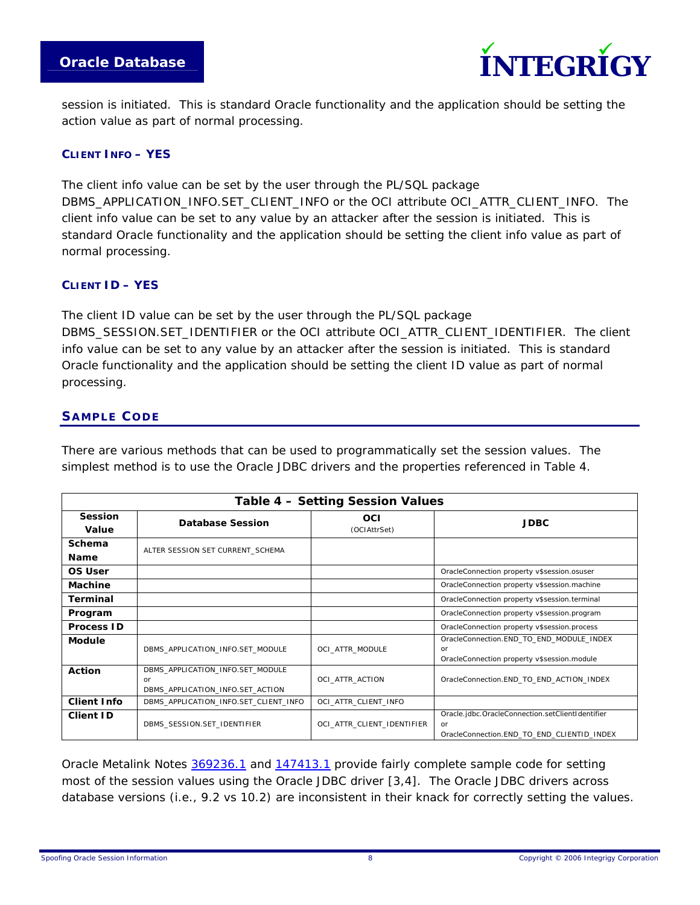session is initiated. This is standard Oracle functionality and the application should be setting the action value as part of normal processing.

### CLIENT INFO – YES

The client info value can be set by the user through the PL/SQL package DBMS_APPLICATION_INFO.SET_CLIENT_INFO or the OCI attribute OCI_ATTR_CLIENT_INFO. The client info value can be set to any value by an attacker after the session is initiated. This is standard Oracle functionality and the application should be setting the client info value as part of normal processing.

### CLIENT ID – YES

The client ID value can be set by the user through the PL/SQL package DBMS_SESSION.SET_IDENTIFIER or the OCI attribute OCI_ATTR_CLIENT_IDENTIFIER. The client info value can be set to any value by an attacker after the session is initiated. This is standard Oracle functionality and the application should be setting the client ID value as part of normal processing.

## SAMPLE CODE

There are various methods that can be used to programmatically set the session values. The simplest method is to use the Oracle JDBC drivers and the properties referenced in Table 4.

**Table 4 – Setting Session Values**

| Session Value | Database Session | OCI (OCIAttrSet) | JDBC |
|---|---|---|---|
| **Schema Name** | ALTER SESSION SET CURRENT_SCHEMA | | |
| **OS User** | | | OracleConnection property v$session.osuser |
| **Machine** | | | OracleConnection property v$session.machine |
| **Terminal** | | | OracleConnection property v$session.terminal |
| **Program** | | | OracleConnection property v$session.program |
| **Process ID** | | | OracleConnection property v$session.process |
| **Module** | DBMS_APPLICATION_INFO.SET_MODULE | OCI_ATTR_MODULE | OracleConnection.END_TO_END_MODULE_INDEX or OracleConnection property v$session.module |
| **Action** | DBMS_APPLICATION_INFO.SET_MODULE or DBMS_APPLICATION_INFO.SET_ACTION | OCI_ATTR_ACTION | OracleConnection.END_TO_END_ACTION_INDEX |
| **Client Info** | DBMS_APPLICATION_INFO.SET_CLIENT_INFO | OCI_ATTR_CLIENT_INFO | |
| **Client ID** | DBMS_SESSION.SET_IDENTIFIER | OCI_ATTR_CLIENT_IDENTIFIER | Oracle.jdbc.OracleConnection.setClientIdentifier or OracleConnection.END_TO_END_CLIENTID_INDEX |

Oracle Metalink Notes 369236.1 and 147413.1 provide fairly complete sample code for setting most of the session values using the Oracle JDBC driver [3,4]. The Oracle JDBC drivers across database versions (i.e., 9.2 vs 10.2) are inconsistent in their knack for correctly setting the values.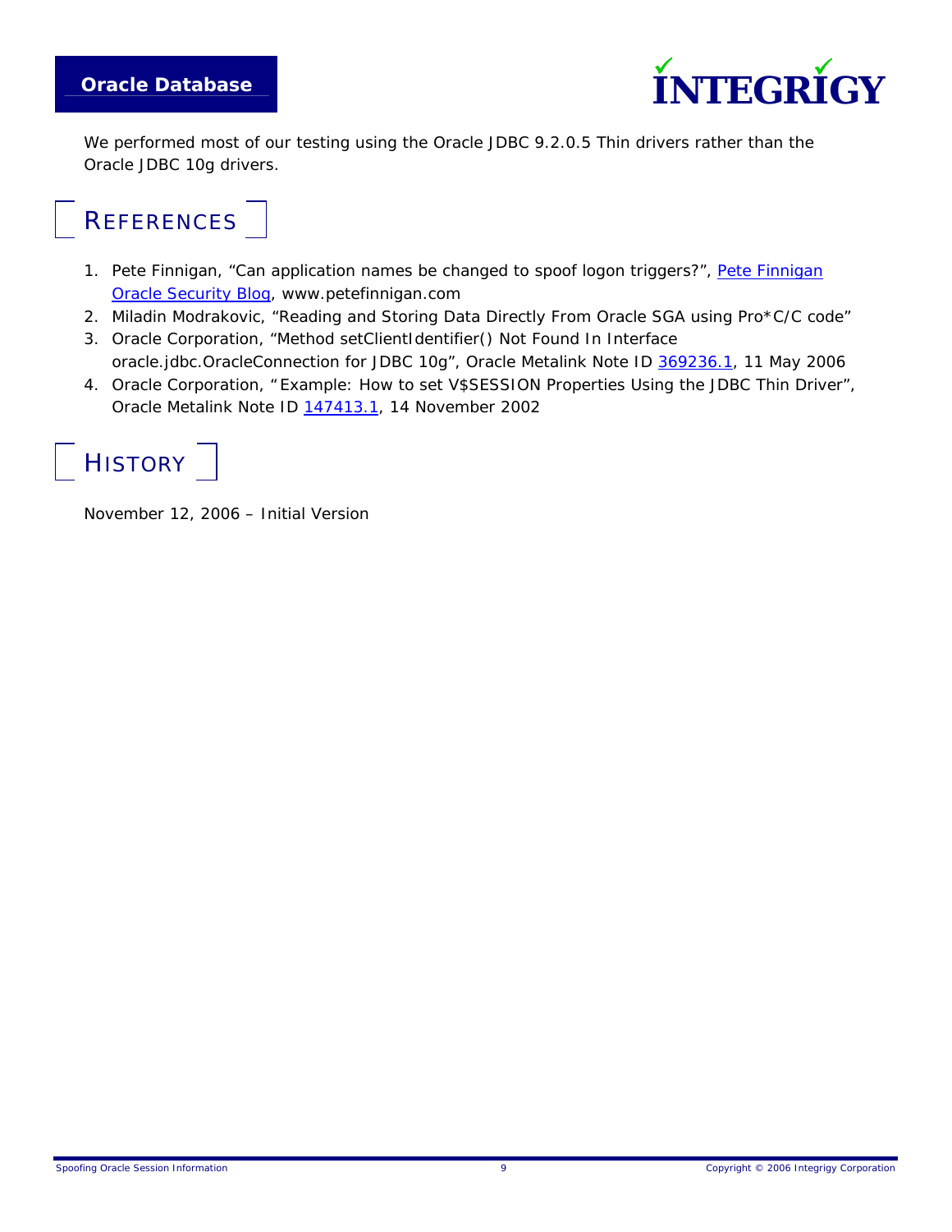We performed most of our testing using the Oracle JDBC 9.2.0.5 Thin drivers rather than the Oracle JDBC 10g drivers.

## References

1. Pete Finnigan, “Can application names be changed to spoof logon triggers?”, Pete Finnigan Oracle Security Blog, www.petefinnigan.com
2. Miladin Modrakovic, “Reading and Storing Data Directly From Oracle SGA using Pro*C/C code”
3. Oracle Corporation, “Method setClientIdentifier() Not Found In Interface oracle.jdbc.OracleConnection for JDBC 10g”, Oracle Metalink Note ID 369236.1, 11 May 2006
4. Oracle Corporation, “Example: How to set V$SESSION Properties Using the JDBC Thin Driver”, Oracle Metalink Note ID 147413.1, 14 November 2002

## History

November 12, 2006 – Initial Version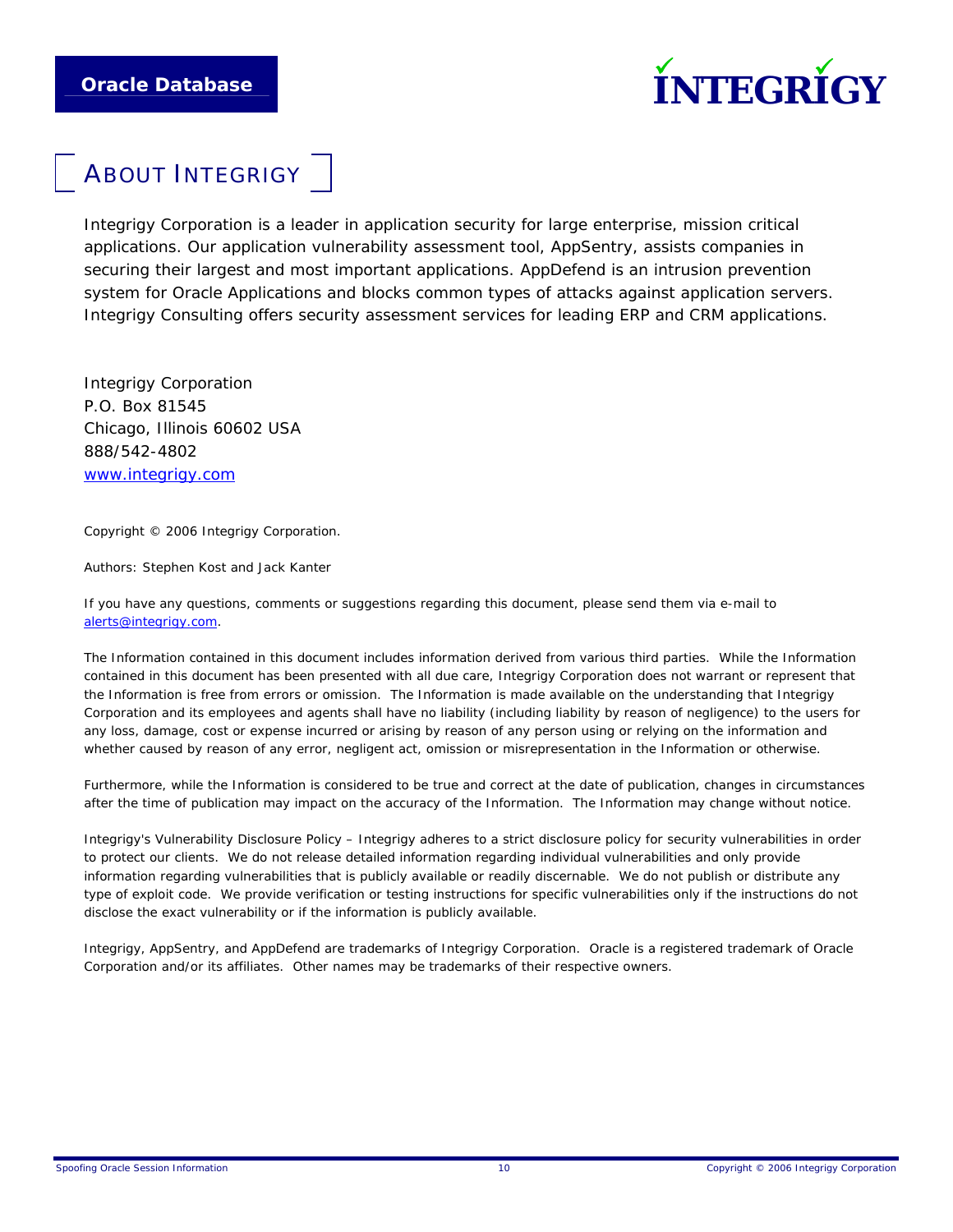## ABOUT INTEGRIGY

Integrigy Corporation is a leader in application security for large enterprise, mission critical applications. Our application vulnerability assessment tool, AppSentry, assists companies in securing their largest and most important applications. AppDefend is an intrusion prevention system for Oracle Applications and blocks common types of attacks against application servers. Integrigy Consulting offers security assessment services for leading ERP and CRM applications.

Integrigy Corporation
P.O. Box 81545
Chicago, Illinois 60602 USA
888/542-4802
www.integrigy.com

Copyright © 2006 Integrigy Corporation.

Authors: Stephen Kost and Jack Kanter

If you have any questions, comments or suggestions regarding this document, please send them via e-mail to alerts@integrigy.com.

The Information contained in this document includes information derived from various third parties. While the Information contained in this document has been presented with all due care, Integrigy Corporation does not warrant or represent that the Information is free from errors or omission. The Information is made available on the understanding that Integrigy Corporation and its employees and agents shall have no liability (including liability by reason of negligence) to the users for any loss, damage, cost or expense incurred or arising by reason of any person using or relying on the information and whether caused by reason of any error, negligent act, omission or misrepresentation in the Information or otherwise.

Furthermore, while the Information is considered to be true and correct at the date of publication, changes in circumstances after the time of publication may impact on the accuracy of the Information. The Information may change without notice.

Integrigy's Vulnerability Disclosure Policy – Integrigy adheres to a strict disclosure policy for security vulnerabilities in order to protect our clients. We do not release detailed information regarding individual vulnerabilities and only provide information regarding vulnerabilities that is publicly available or readily discernable. We do not publish or distribute any type of exploit code. We provide verification or testing instructions for specific vulnerabilities only if the instructions do not disclose the exact vulnerability or if the information is publicly available.

Integrigy, AppSentry, and AppDefend are trademarks of Integrigy Corporation. Oracle is a registered trademark of Oracle Corporation and/or its affiliates. Other names may be trademarks of their respective owners.